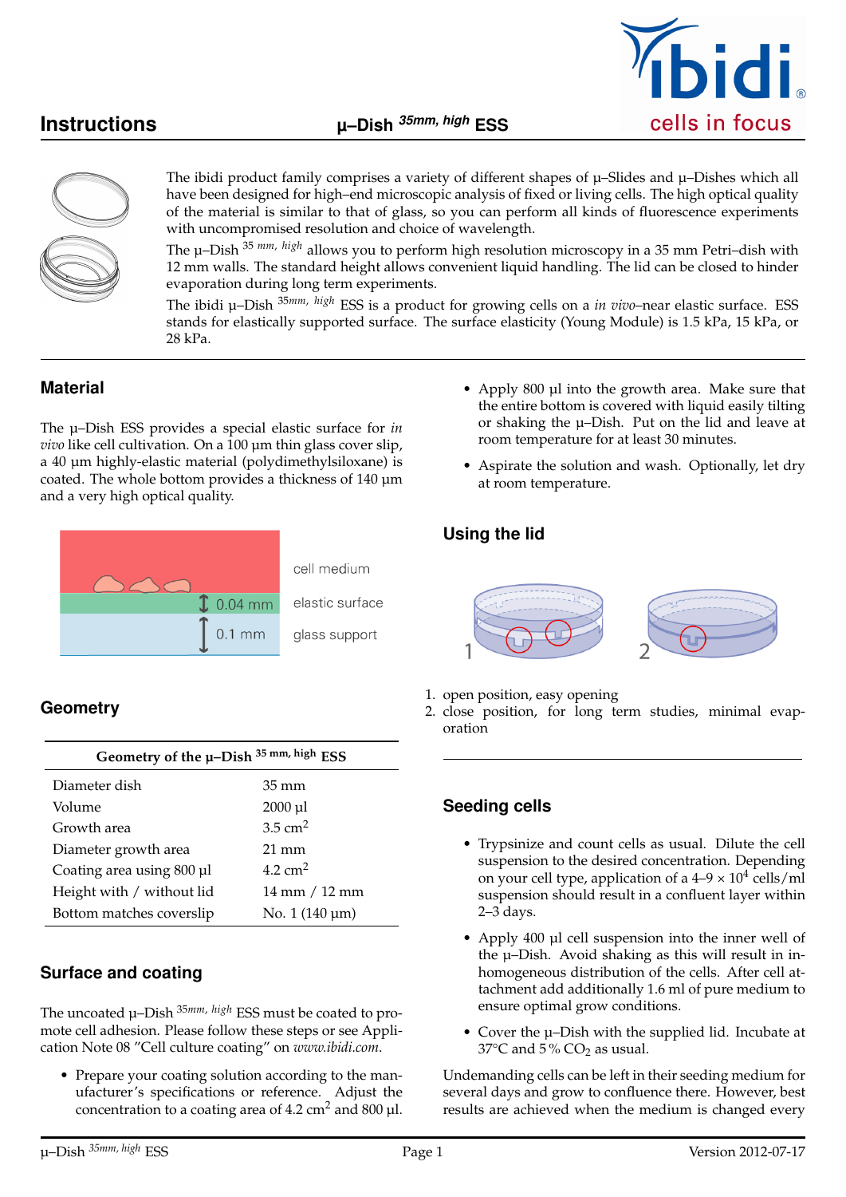# Instructions — μ–Dish $^{35mm,\ high}$ ESS

The ibidi product family comprises a variety of different shapes of μ–Slides and μ–Dishes which all have been designed for high–end microscopic analysis of fixed or living cells. The high optical quality of the material is similar to that of glass, so you can perform all kinds of fluorescence experiments with uncompromised resolution and choice of wavelength.

The μ–Dish $^{35\ mm,\ high}$ allows you to perform high resolution microscopy in a 35 mm Petri–dish with 12 mm walls. The standard height allows convenient liquid handling. The lid can be closed to hinder evaporation during long term experiments.

The ibidi μ–Dish $^{35mm,\ high}$ ESS is a product for growing cells on a *in vivo*–near elastic surface. ESS stands for elastically supported surface. The surface elasticity (Young Module) is 1.5 kPa, 15 kPa, or 28 kPa.

## Material

The μ–Dish ESS provides a special elastic surface for *in vivo* like cell cultivation. On a 100 μm thin glass cover slip, a 40 μm highly-elastic material (polydimethylsiloxane) is coated. The whole bottom provides a thickness of 140 μm and a very high optical quality.

cell medium
0.04 mm — elastic surface
0.1 mm — glass support

## Geometry

| Geometry of the μ–Dish $^{35\ mm,\ high}$ ESS | |
|---|---|
| Diameter dish | 35 mm |
| Volume | 2000 μl |
| Growth area | 3.5 cm$^2$ |
| Diameter growth area | 21 mm |
| Coating area using 800 μl | 4.2 cm$^2$ |
| Height with / without lid | 14 mm / 12 mm |
| Bottom matches coverslip | No. 1 (140 μm) |

## Surface and coating

The uncoated μ–Dish $^{35mm,\ high}$ ESS must be coated to promote cell adhesion. Please follow these steps or see Application Note 08 "Cell culture coating" on *www.ibidi.com*.

- Prepare your coating solution according to the manufacturer's specifications or reference. Adjust the concentration to a coating area of 4.2 cm$^2$ and 800 μl.
- Apply 800 μl into the growth area. Make sure that the entire bottom is covered with liquid easily tilting or shaking the μ–Dish. Put on the lid and leave at room temperature for at least 30 minutes.
- Aspirate the solution and wash. Optionally, let dry at room temperature.

## Using the lid

1. open position, easy opening
2. close position, for long term studies, minimal evaporation

## Seeding cells

- Trypsinize and count cells as usual. Dilute the cell suspension to the desired concentration. Depending on your cell type, application of a 4–9 × 10$^4$ cells/ml suspension should result in a confluent layer within 2–3 days.
- Apply 400 μl cell suspension into the inner well of the μ–Dish. Avoid shaking as this will result in inhomogeneous distribution of the cells. After cell attachment add additionally 1.6 ml of pure medium to ensure optimal grow conditions.
- Cover the μ–Dish with the supplied lid. Incubate at 37°C and 5 % $CO_2$ as usual.

Undemanding cells can be left in their seeding medium for several days and grow to confluence there. However, best results are achieved when the medium is changed every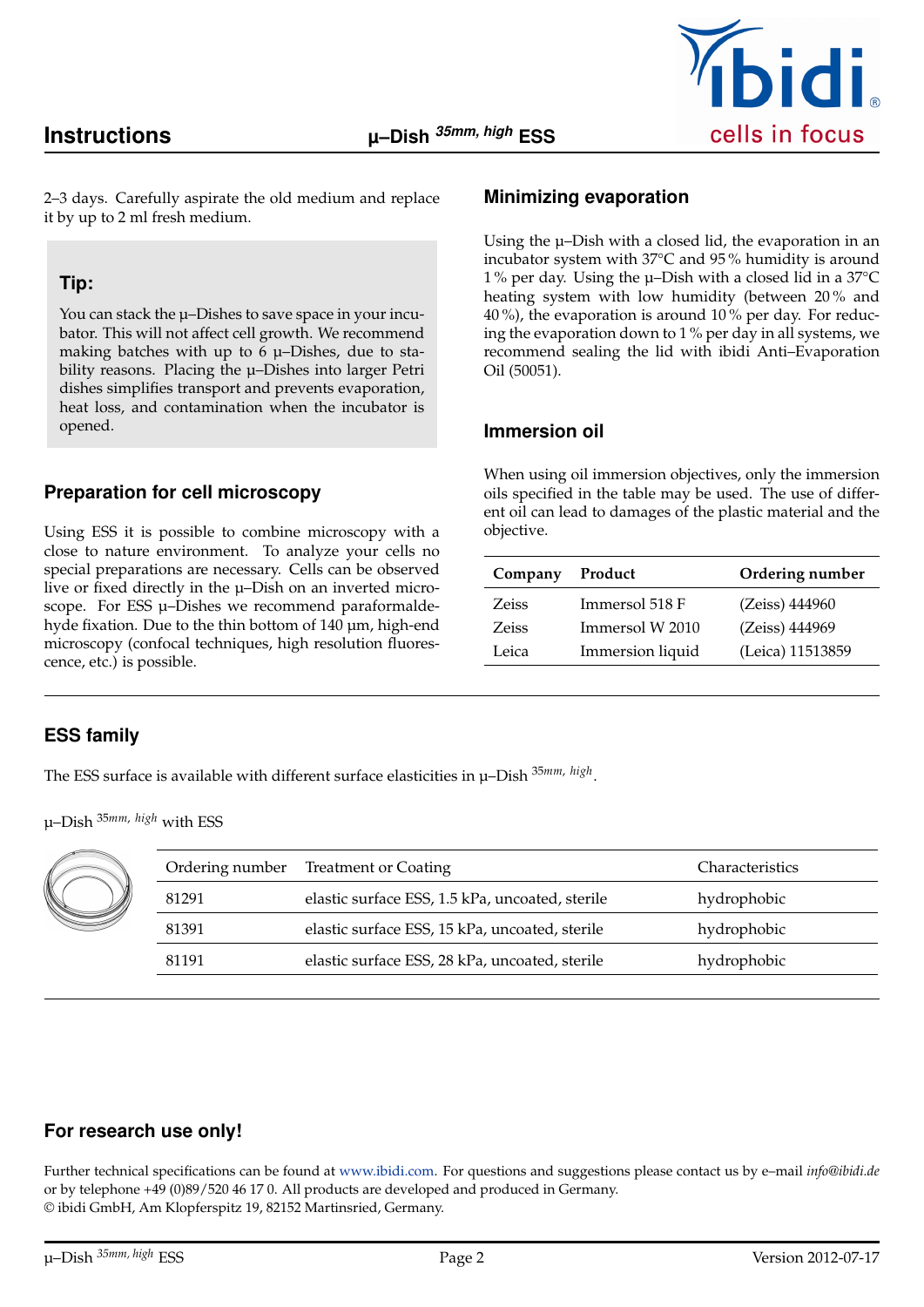2–3 days. Carefully aspirate the old medium and replace it by up to 2 ml fresh medium.

### Tip:

You can stack the µ–Dishes to save space in your incubator. This will not affect cell growth. We recommend making batches with up to 6 µ–Dishes, due to stability reasons. Placing the µ–Dishes into larger Petri dishes simplifies transport and prevents evaporation, heat loss, and contamination when the incubator is opened.

## Preparation for cell microscopy

Using ESS it is possible to combine microscopy with a close to nature environment. To analyze your cells no special preparations are necessary. Cells can be observed live or fixed directly in the µ–Dish on an inverted microscope. For ESS µ–Dishes we recommend paraformaldehyde fixation. Due to the thin bottom of 140 µm, high-end microscopy (confocal techniques, high resolution fluorescence, etc.) is possible.

## Minimizing evaporation

Using the µ–Dish with a closed lid, the evaporation in an incubator system with 37°C and 95 % humidity is around 1 % per day. Using the µ–Dish with a closed lid in a 37°C heating system with low humidity (between 20 % and 40 %), the evaporation is around 10 % per day. For reducing the evaporation down to 1 % per day in all systems, we recommend sealing the lid with ibidi Anti–Evaporation Oil (50051).

## Immersion oil

When using oil immersion objectives, only the immersion oils specified in the table may be used. The use of different oil can lead to damages of the plastic material and the objective.

| Company | Product | Ordering number |
|---|---|---|
| Zeiss | Immersol 518 F | (Zeiss) 444960 |
| Zeiss | Immersol W 2010 | (Zeiss) 444969 |
| Leica | Immersion liquid | (Leica) 11513859 |

## ESS family

The ESS surface is available with different surface elasticities in µ–Dish *35mm, high*.

µ–Dish *35mm, high* with ESS

| Ordering number | Treatment or Coating | Characteristics |
|---|---|---|
| 81291 | elastic surface ESS, 1.5 kPa, uncoated, sterile | hydrophobic |
| 81391 | elastic surface ESS, 15 kPa, uncoated, sterile | hydrophobic |
| 81191 | elastic surface ESS, 28 kPa, uncoated, sterile | hydrophobic |

## For research use only!

Further technical specifications can be found at www.ibidi.com. For questions and suggestions please contact us by e–mail *info@ibidi.de* or by telephone +49 (0)89/520 46 17 0. All products are developed and produced in Germany.
© ibidi GmbH, Am Klopferspitz 19, 82152 Martinsried, Germany.